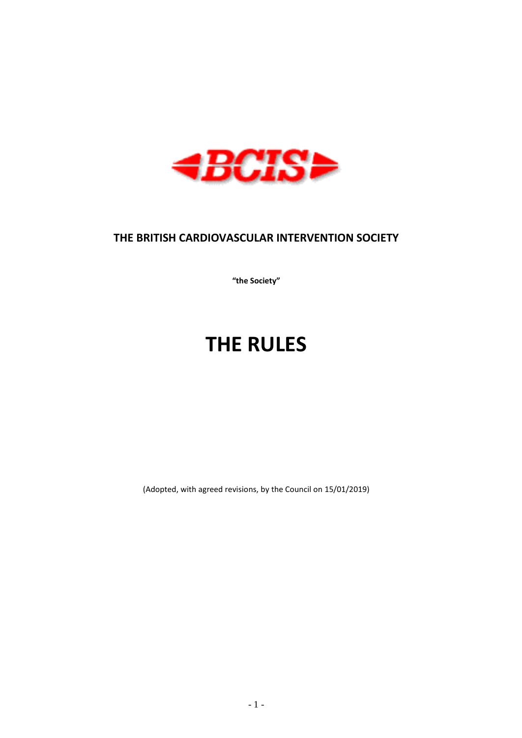BCIS

# THE BRITISH CARDIOVASCULAR INTERVENTION SOCIETY

**"the Society"**

# THE RULES

(Adopted, with agreed revisions, by the Council on 15/01/2019)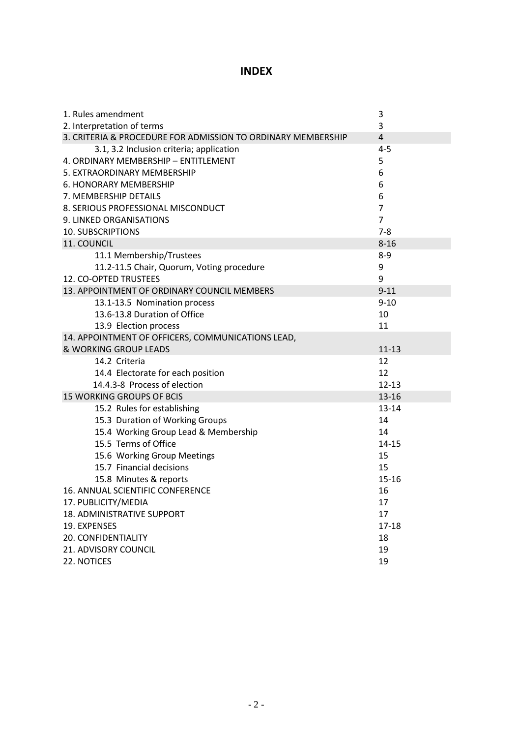# INDEX

| | |
|---|---|
| 1. Rules amendment | 3 |
| 2. Interpretation of terms | 3 |
| 3. CRITERIA & PROCEDURE FOR ADMISSION TO ORDINARY MEMBERSHIP | 4 |
| 3.1, 3.2 Inclusion criteria; application | 4-5 |
| 4. ORDINARY MEMBERSHIP – ENTITLEMENT | 5 |
| 5. EXTRAORDINARY MEMBERSHIP | 6 |
| 6. HONORARY MEMBERSHIP | 6 |
| 7. MEMBERSHIP DETAILS | 6 |
| 8. SERIOUS PROFESSIONAL MISCONDUCT | 7 |
| 9. LINKED ORGANISATIONS | 7 |
| 10. SUBSCRIPTIONS | 7-8 |
| 11. COUNCIL | 8-16 |
| 11.1 Membership/Trustees | 8-9 |
| 11.2-11.5 Chair, Quorum, Voting procedure | 9 |
| 12. CO-OPTED TRUSTEES | 9 |
| 13. APPOINTMENT OF ORDINARY COUNCIL MEMBERS | 9-11 |
| 13.1-13.5 Nomination process | 9-10 |
| 13.6-13.8 Duration of Office | 10 |
| 13.9 Election process | 11 |
| 14. APPOINTMENT OF OFFICERS, COMMUNICATIONS LEAD, & WORKING GROUP LEADS | 11-13 |
| 14.2 Criteria | 12 |
| 14.4 Electorate for each position | 12 |
| 14.4.3-8 Process of election | 12-13 |
| 15 WORKING GROUPS OF BCIS | 13-16 |
| 15.2 Rules for establishing | 13-14 |
| 15.3 Duration of Working Groups | 14 |
| 15.4 Working Group Lead & Membership | 14 |
| 15.5 Terms of Office | 14-15 |
| 15.6 Working Group Meetings | 15 |
| 15.7 Financial decisions | 15 |
| 15.8 Minutes & reports | 15-16 |
| 16. ANNUAL SCIENTIFIC CONFERENCE | 16 |
| 17. PUBLICITY/MEDIA | 17 |
| 18. ADMINISTRATIVE SUPPORT | 17 |
| 19. EXPENSES | 17-18 |
| 20. CONFIDENTIALITY | 18 |
| 21. ADVISORY COUNCIL | 19 |
| 22. NOTICES | 19 |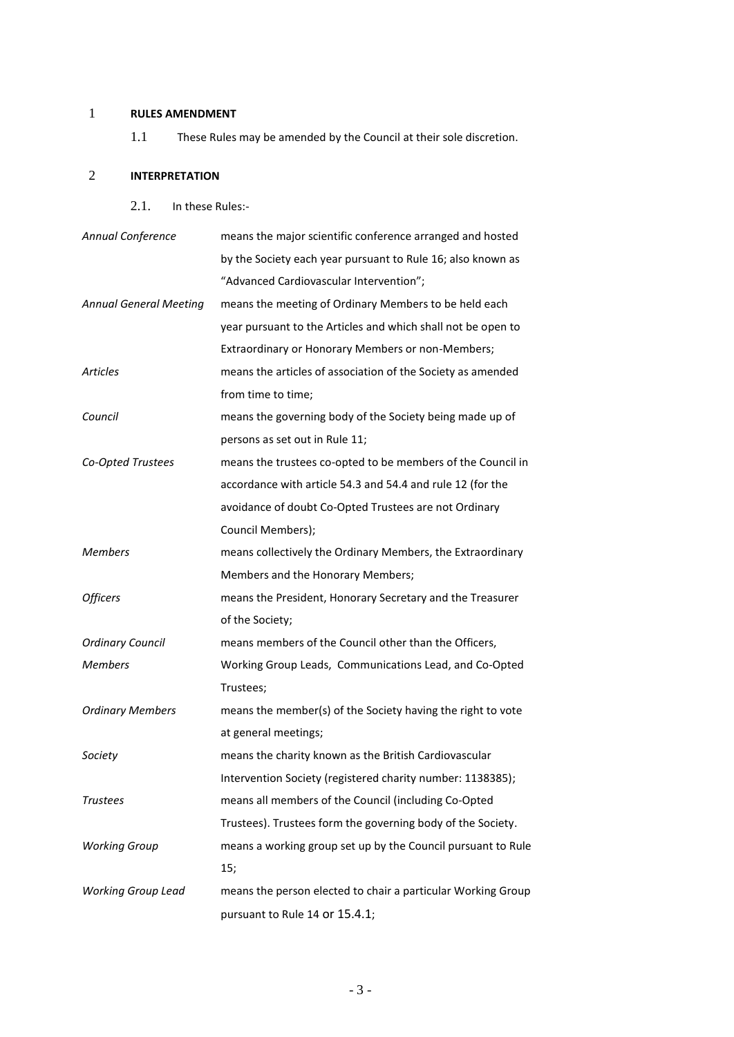## 1 RULES AMENDMENT

1.1 These Rules may be amended by the Council at their sole discretion.

## 2 INTERPRETATION

2.1. In these Rules:-

| | |
|---|---|
| *Annual Conference* | means the major scientific conference arranged and hosted by the Society each year pursuant to Rule 16; also known as "Advanced Cardiovascular Intervention"; |
| *Annual General Meeting* | means the meeting of Ordinary Members to be held each year pursuant to the Articles and which shall not be open to Extraordinary or Honorary Members or non-Members; |
| *Articles* | means the articles of association of the Society as amended from time to time; |
| *Council* | means the governing body of the Society being made up of persons as set out in Rule 11; |
| *Co-Opted Trustees* | means the trustees co-opted to be members of the Council in accordance with article 54.3 and 54.4 and rule 12 (for the avoidance of doubt Co-Opted Trustees are not Ordinary Council Members); |
| *Members* | means collectively the Ordinary Members, the Extraordinary Members and the Honorary Members; |
| *Officers* | means the President, Honorary Secretary and the Treasurer of the Society; |
| *Ordinary Council Members* | means members of the Council other than the Officers, Working Group Leads, Communications Lead, and Co-Opted Trustees; |
| *Ordinary Members* | means the member(s) of the Society having the right to vote at general meetings; |
| *Society* | means the charity known as the British Cardiovascular Intervention Society (registered charity number: 1138385); |
| *Trustees* | means all members of the Council (including Co-Opted Trustees). Trustees form the governing body of the Society. |
| *Working Group* | means a working group set up by the Council pursuant to Rule 15; |
| *Working Group Lead* | means the person elected to chair a particular Working Group pursuant to Rule 14 or 15.4.1; |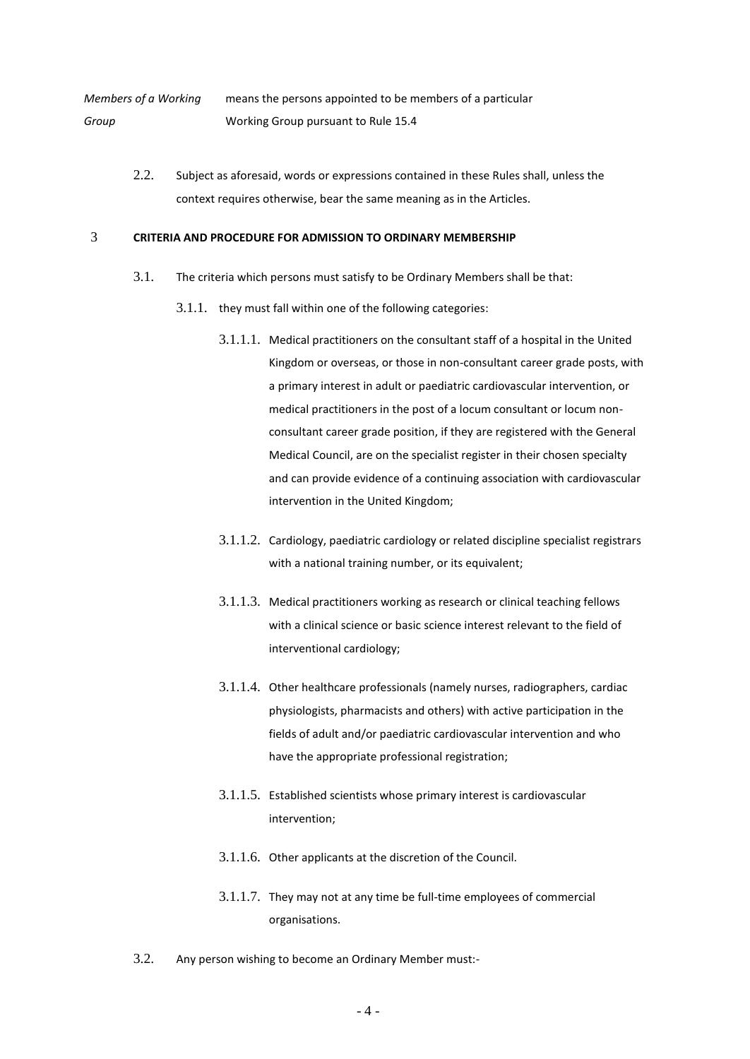*Members of a Working Group* means the persons appointed to be members of a particular Working Group pursuant to Rule 15.4

2.2. Subject as aforesaid, words or expressions contained in these Rules shall, unless the context requires otherwise, bear the same meaning as in the Articles.

## 3 CRITERIA AND PROCEDURE FOR ADMISSION TO ORDINARY MEMBERSHIP

3.1. The criteria which persons must satisfy to be Ordinary Members shall be that:

3.1.1. they must fall within one of the following categories:

3.1.1.1. Medical practitioners on the consultant staff of a hospital in the United Kingdom or overseas, or those in non-consultant career grade posts, with a primary interest in adult or paediatric cardiovascular intervention, or medical practitioners in the post of a locum consultant or locum non-consultant career grade position, if they are registered with the General Medical Council, are on the specialist register in their chosen specialty and can provide evidence of a continuing association with cardiovascular intervention in the United Kingdom;

3.1.1.2. Cardiology, paediatric cardiology or related discipline specialist registrars with a national training number, or its equivalent;

3.1.1.3. Medical practitioners working as research or clinical teaching fellows with a clinical science or basic science interest relevant to the field of interventional cardiology;

3.1.1.4. Other healthcare professionals (namely nurses, radiographers, cardiac physiologists, pharmacists and others) with active participation in the fields of adult and/or paediatric cardiovascular intervention and who have the appropriate professional registration;

3.1.1.5. Established scientists whose primary interest is cardiovascular intervention;

3.1.1.6. Other applicants at the discretion of the Council.

3.1.1.7. They may not at any time be full-time employees of commercial organisations.

3.2. Any person wishing to become an Ordinary Member must:-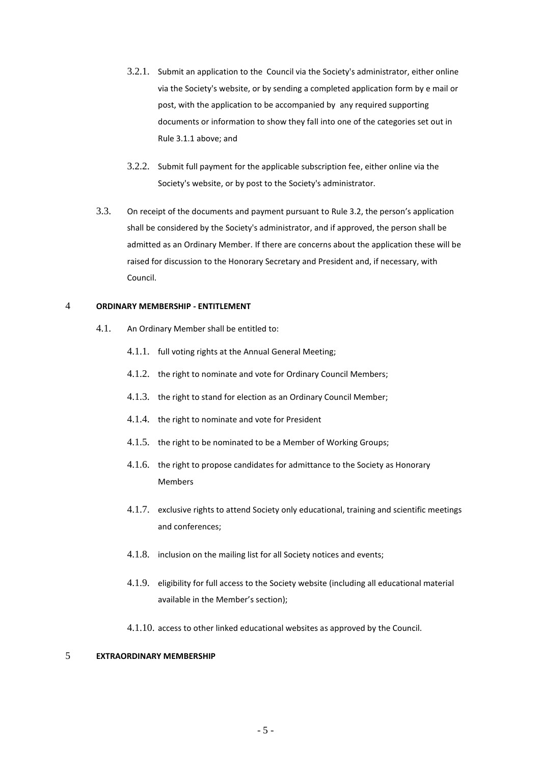3.2.1. Submit an application to the Council via the Society's administrator, either online via the Society's website, or by sending a completed application form by e mail or post, with the application to be accompanied by any required supporting documents or information to show they fall into one of the categories set out in Rule 3.1.1 above; and

3.2.2. Submit full payment for the applicable subscription fee, either online via the Society's website, or by post to the Society's administrator.

3.3. On receipt of the documents and payment pursuant to Rule 3.2, the person's application shall be considered by the Society's administrator, and if approved, the person shall be admitted as an Ordinary Member. If there are concerns about the application these will be raised for discussion to the Honorary Secretary and President and, if necessary, with Council.

## 4 ORDINARY MEMBERSHIP - ENTITLEMENT

4.1. An Ordinary Member shall be entitled to:

4.1.1. full voting rights at the Annual General Meeting;

4.1.2. the right to nominate and vote for Ordinary Council Members;

4.1.3. the right to stand for election as an Ordinary Council Member;

4.1.4. the right to nominate and vote for President

4.1.5. the right to be nominated to be a Member of Working Groups;

4.1.6. the right to propose candidates for admittance to the Society as Honorary Members

4.1.7. exclusive rights to attend Society only educational, training and scientific meetings and conferences;

4.1.8. inclusion on the mailing list for all Society notices and events;

4.1.9. eligibility for full access to the Society website (including all educational material available in the Member's section);

4.1.10. access to other linked educational websites as approved by the Council.

## 5 EXTRAORDINARY MEMBERSHIP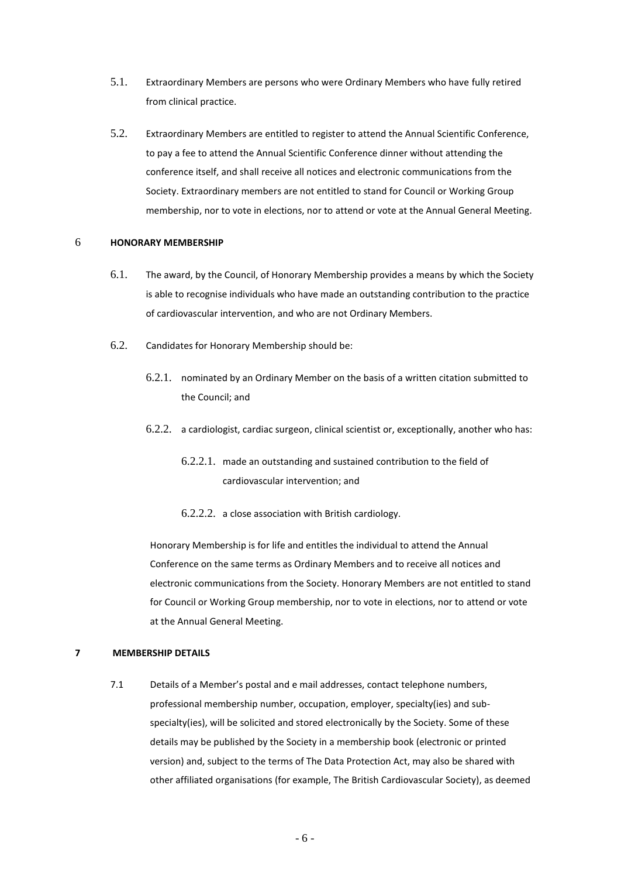5.1. Extraordinary Members are persons who were Ordinary Members who have fully retired from clinical practice.

5.2. Extraordinary Members are entitled to register to attend the Annual Scientific Conference, to pay a fee to attend the Annual Scientific Conference dinner without attending the conference itself, and shall receive all notices and electronic communications from the Society. Extraordinary members are not entitled to stand for Council or Working Group membership, nor to vote in elections, nor to attend or vote at the Annual General Meeting.

## 6 HONORARY MEMBERSHIP

6.1. The award, by the Council, of Honorary Membership provides a means by which the Society is able to recognise individuals who have made an outstanding contribution to the practice of cardiovascular intervention, and who are not Ordinary Members.

6.2. Candidates for Honorary Membership should be:

6.2.1. nominated by an Ordinary Member on the basis of a written citation submitted to the Council; and

6.2.2. a cardiologist, cardiac surgeon, clinical scientist or, exceptionally, another who has:

6.2.2.1. made an outstanding and sustained contribution to the field of cardiovascular intervention; and

6.2.2.2. a close association with British cardiology.

Honorary Membership is for life and entitles the individual to attend the Annual Conference on the same terms as Ordinary Members and to receive all notices and electronic communications from the Society. Honorary Members are not entitled to stand for Council or Working Group membership, nor to vote in elections, nor to attend or vote at the Annual General Meeting.

## 7 MEMBERSHIP DETAILS

7.1 Details of a Member's postal and e mail addresses, contact telephone numbers, professional membership number, occupation, employer, specialty(ies) and sub-specialty(ies), will be solicited and stored electronically by the Society. Some of these details may be published by the Society in a membership book (electronic or printed version) and, subject to the terms of The Data Protection Act, may also be shared with other affiliated organisations (for example, The British Cardiovascular Society), as deemed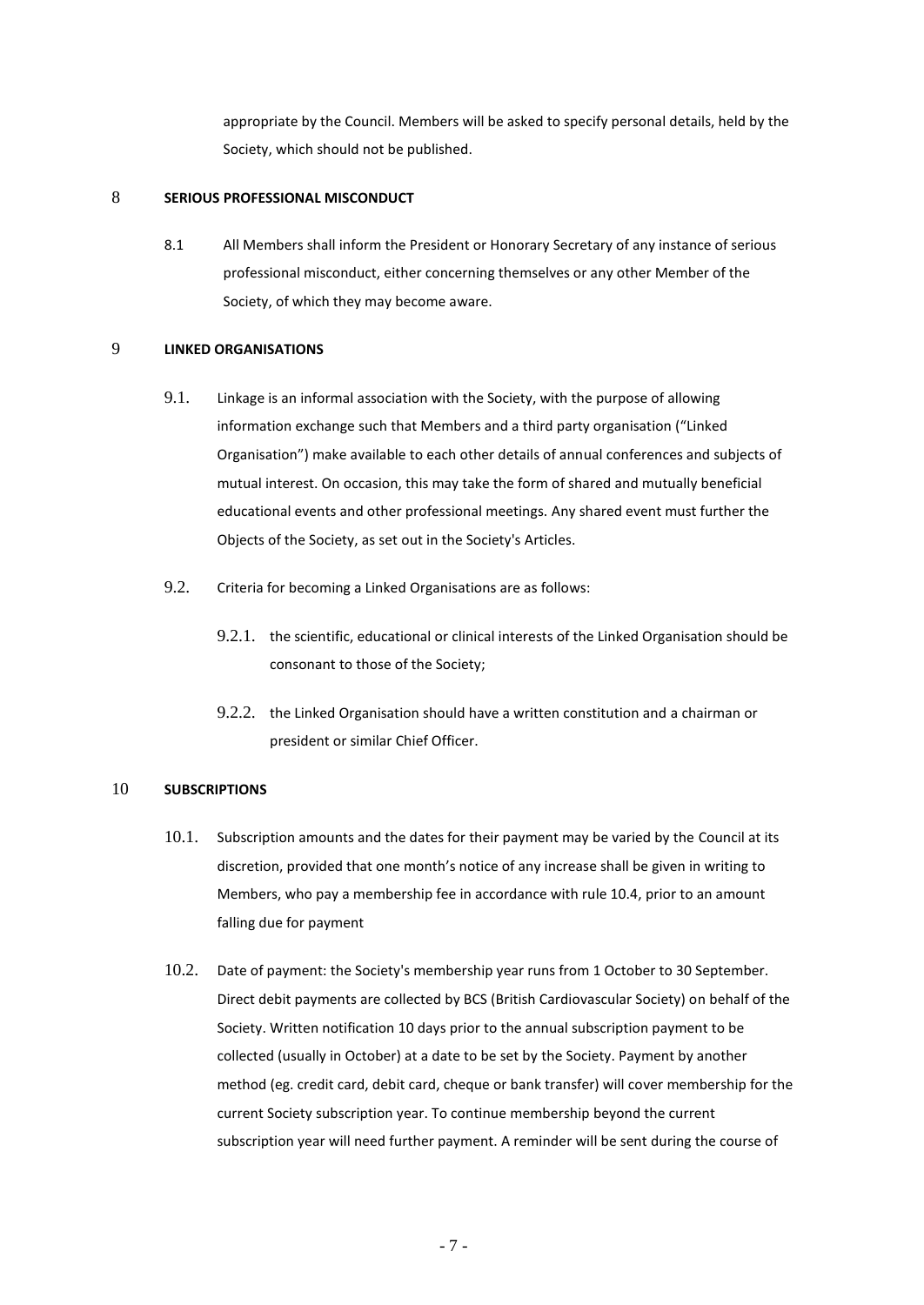appropriate by the Council. Members will be asked to specify personal details, held by the Society, which should not be published.

## 8 SERIOUS PROFESSIONAL MISCONDUCT

8.1 All Members shall inform the President or Honorary Secretary of any instance of serious professional misconduct, either concerning themselves or any other Member of the Society, of which they may become aware.

## 9 LINKED ORGANISATIONS

9.1. Linkage is an informal association with the Society, with the purpose of allowing information exchange such that Members and a third party organisation ("Linked Organisation") make available to each other details of annual conferences and subjects of mutual interest. On occasion, this may take the form of shared and mutually beneficial educational events and other professional meetings. Any shared event must further the Objects of the Society, as set out in the Society's Articles.

9.2. Criteria for becoming a Linked Organisations are as follows:

9.2.1. the scientific, educational or clinical interests of the Linked Organisation should be consonant to those of the Society;

9.2.2. the Linked Organisation should have a written constitution and a chairman or president or similar Chief Officer.

## 10 SUBSCRIPTIONS

10.1. Subscription amounts and the dates for their payment may be varied by the Council at its discretion, provided that one month's notice of any increase shall be given in writing to Members, who pay a membership fee in accordance with rule 10.4, prior to an amount falling due for payment

10.2. Date of payment: the Society's membership year runs from 1 October to 30 September. Direct debit payments are collected by BCS (British Cardiovascular Society) on behalf of the Society. Written notification 10 days prior to the annual subscription payment to be collected (usually in October) at a date to be set by the Society. Payment by another method (eg. credit card, debit card, cheque or bank transfer) will cover membership for the current Society subscription year. To continue membership beyond the current subscription year will need further payment. A reminder will be sent during the course of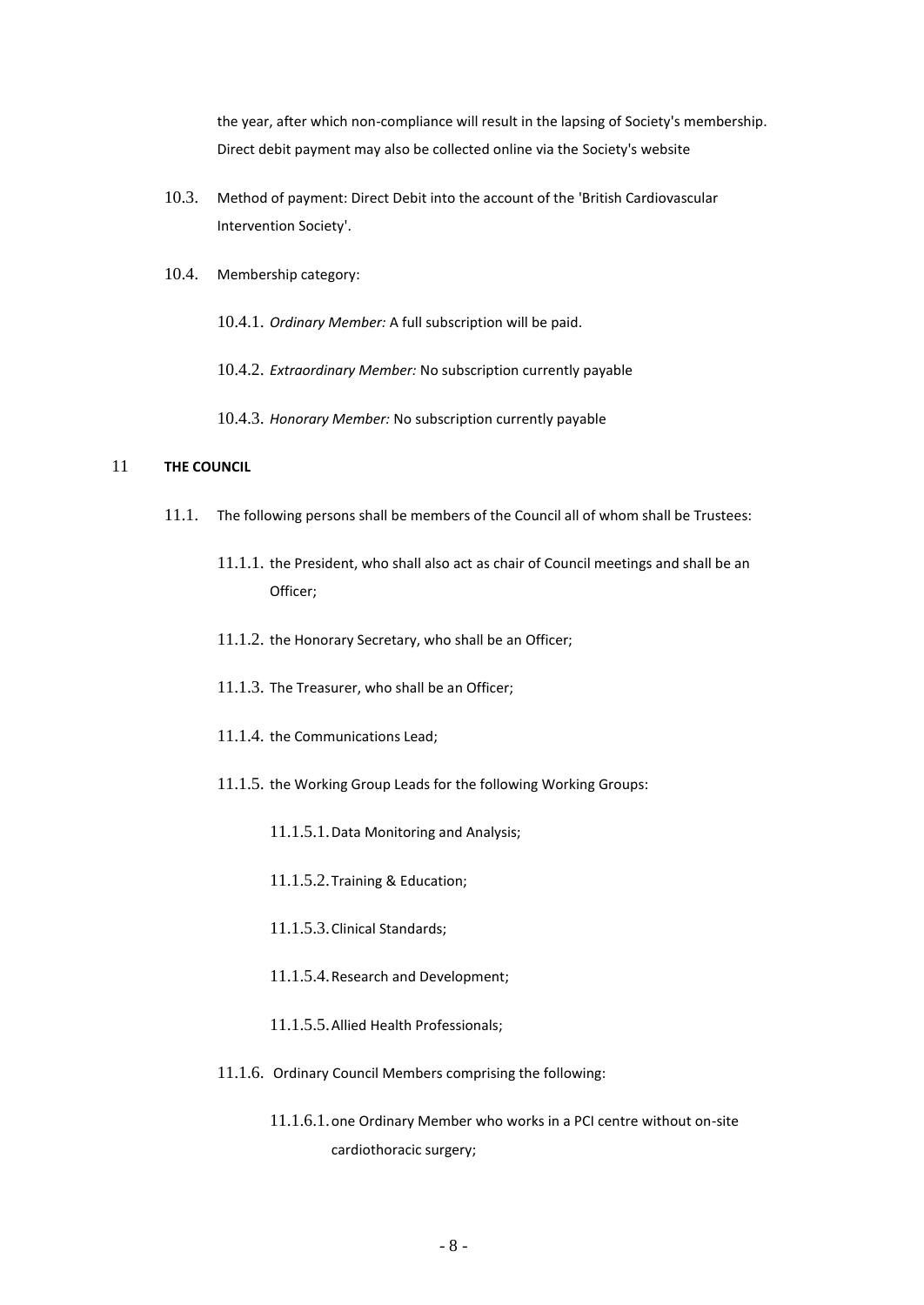the year, after which non-compliance will result in the lapsing of Society's membership. Direct debit payment may also be collected online via the Society's website

10.3. Method of payment: Direct Debit into the account of the 'British Cardiovascular Intervention Society'.

10.4. Membership category:

10.4.1. *Ordinary Member:* A full subscription will be paid.

10.4.2. *Extraordinary Member:* No subscription currently payable

10.4.3. *Honorary Member:* No subscription currently payable

## 11 THE COUNCIL

11.1. The following persons shall be members of the Council all of whom shall be Trustees:

11.1.1. the President, who shall also act as chair of Council meetings and shall be an Officer;

11.1.2. the Honorary Secretary, who shall be an Officer;

11.1.3. The Treasurer, who shall be an Officer;

11.1.4. the Communications Lead;

11.1.5. the Working Group Leads for the following Working Groups:

11.1.5.1. Data Monitoring and Analysis;

11.1.5.2. Training & Education;

11.1.5.3. Clinical Standards;

11.1.5.4. Research and Development;

11.1.5.5. Allied Health Professionals;

11.1.6. Ordinary Council Members comprising the following:

11.1.6.1. one Ordinary Member who works in a PCI centre without on-site cardiothoracic surgery;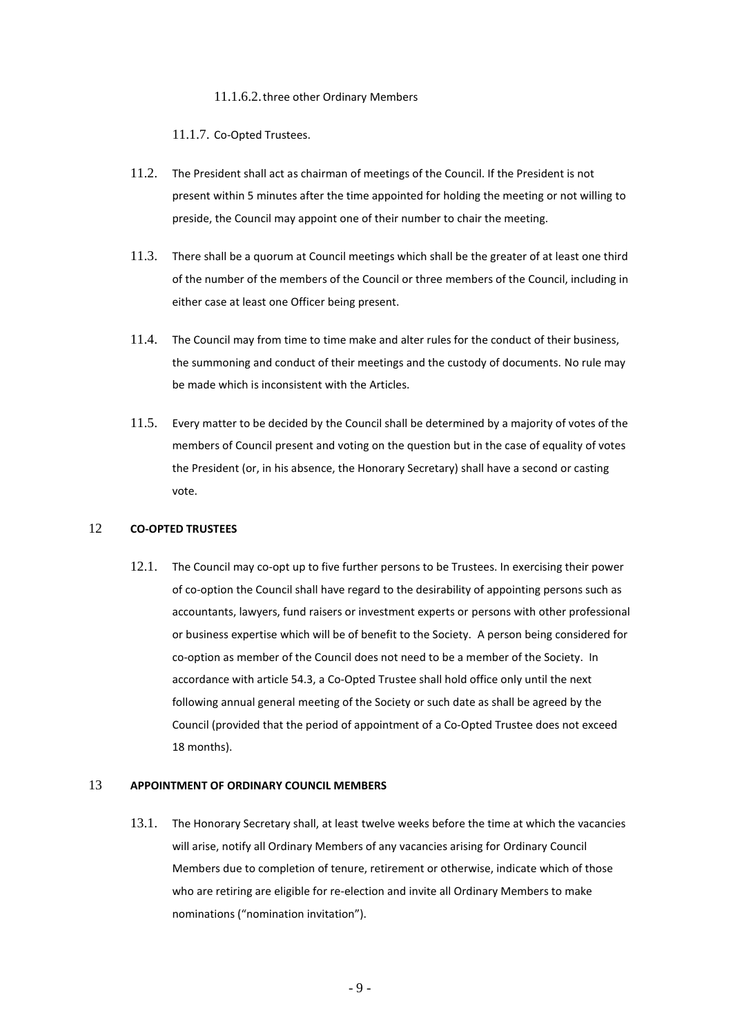11.1.6.2. three other Ordinary Members

11.1.7. Co-Opted Trustees.

11.2. The President shall act as chairman of meetings of the Council. If the President is not present within 5 minutes after the time appointed for holding the meeting or not willing to preside, the Council may appoint one of their number to chair the meeting.

11.3. There shall be a quorum at Council meetings which shall be the greater of at least one third of the number of the members of the Council or three members of the Council, including in either case at least one Officer being present.

11.4. The Council may from time to time make and alter rules for the conduct of their business, the summoning and conduct of their meetings and the custody of documents. No rule may be made which is inconsistent with the Articles.

11.5. Every matter to be decided by the Council shall be determined by a majority of votes of the members of Council present and voting on the question but in the case of equality of votes the President (or, in his absence, the Honorary Secretary) shall have a second or casting vote.

## 12 CO-OPTED TRUSTEES

12.1. The Council may co-opt up to five further persons to be Trustees. In exercising their power of co-option the Council shall have regard to the desirability of appointing persons such as accountants, lawyers, fund raisers or investment experts or persons with other professional or business expertise which will be of benefit to the Society. A person being considered for co-option as member of the Council does not need to be a member of the Society. In accordance with article 54.3, a Co-Opted Trustee shall hold office only until the next following annual general meeting of the Society or such date as shall be agreed by the Council (provided that the period of appointment of a Co-Opted Trustee does not exceed 18 months).

## 13 APPOINTMENT OF ORDINARY COUNCIL MEMBERS

13.1. The Honorary Secretary shall, at least twelve weeks before the time at which the vacancies will arise, notify all Ordinary Members of any vacancies arising for Ordinary Council Members due to completion of tenure, retirement or otherwise, indicate which of those who are retiring are eligible for re-election and invite all Ordinary Members to make nominations ("nomination invitation").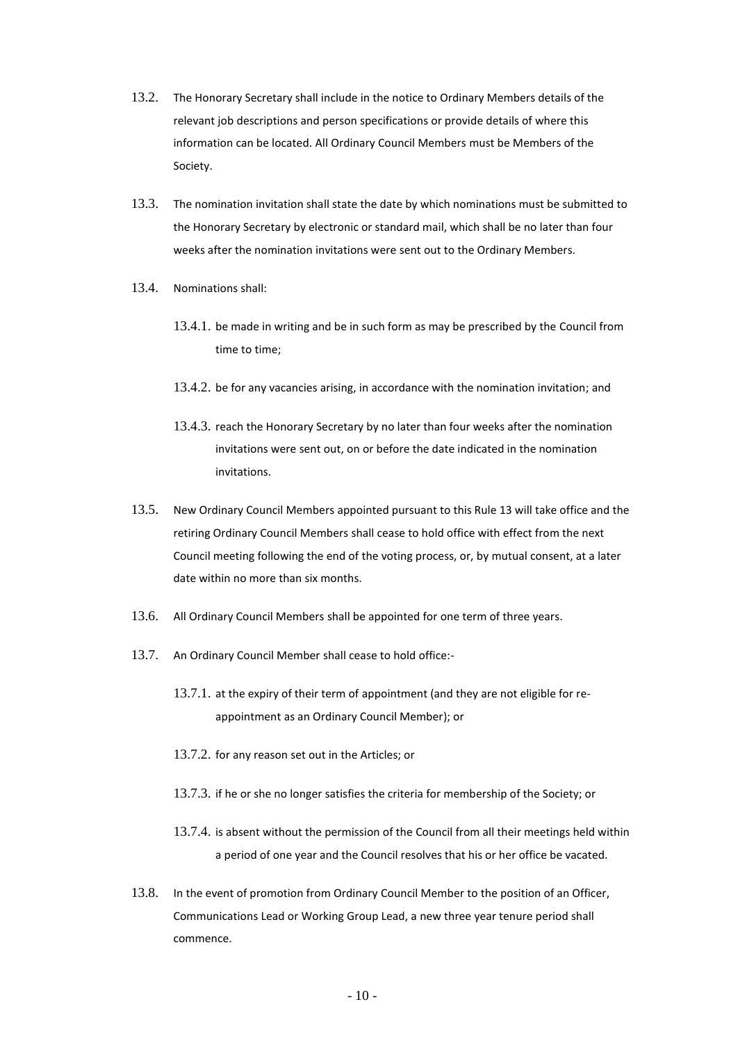13.2. The Honorary Secretary shall include in the notice to Ordinary Members details of the relevant job descriptions and person specifications or provide details of where this information can be located. All Ordinary Council Members must be Members of the Society.

13.3. The nomination invitation shall state the date by which nominations must be submitted to the Honorary Secretary by electronic or standard mail, which shall be no later than four weeks after the nomination invitations were sent out to the Ordinary Members.

13.4. Nominations shall:

- 13.4.1. be made in writing and be in such form as may be prescribed by the Council from time to time;
- 13.4.2. be for any vacancies arising, in accordance with the nomination invitation; and
- 13.4.3. reach the Honorary Secretary by no later than four weeks after the nomination invitations were sent out, on or before the date indicated in the nomination invitations.

13.5. New Ordinary Council Members appointed pursuant to this Rule 13 will take office and the retiring Ordinary Council Members shall cease to hold office with effect from the next Council meeting following the end of the voting process, or, by mutual consent, at a later date within no more than six months.

13.6. All Ordinary Council Members shall be appointed for one term of three years.

13.7. An Ordinary Council Member shall cease to hold office:-

- 13.7.1. at the expiry of their term of appointment (and they are not eligible for re-appointment as an Ordinary Council Member); or
- 13.7.2. for any reason set out in the Articles; or
- 13.7.3. if he or she no longer satisfies the criteria for membership of the Society; or
- 13.7.4. is absent without the permission of the Council from all their meetings held within a period of one year and the Council resolves that his or her office be vacated.

13.8. In the event of promotion from Ordinary Council Member to the position of an Officer, Communications Lead or Working Group Lead, a new three year tenure period shall commence.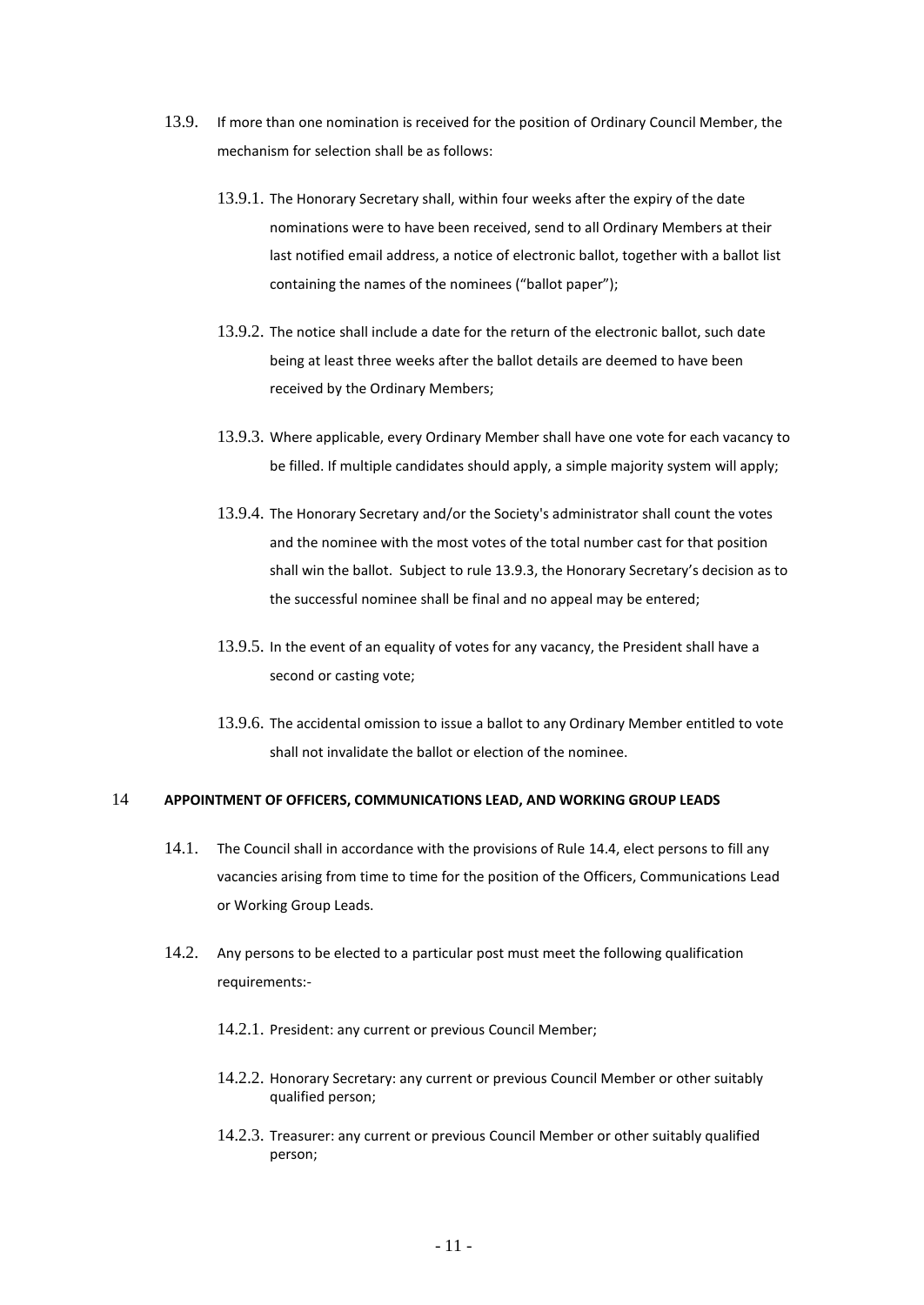13.9. If more than one nomination is received for the position of Ordinary Council Member, the mechanism for selection shall be as follows:

13.9.1. The Honorary Secretary shall, within four weeks after the expiry of the date nominations were to have been received, send to all Ordinary Members at their last notified email address, a notice of electronic ballot, together with a ballot list containing the names of the nominees ("ballot paper");

13.9.2. The notice shall include a date for the return of the electronic ballot, such date being at least three weeks after the ballot details are deemed to have been received by the Ordinary Members;

13.9.3. Where applicable, every Ordinary Member shall have one vote for each vacancy to be filled. If multiple candidates should apply, a simple majority system will apply;

13.9.4. The Honorary Secretary and/or the Society's administrator shall count the votes and the nominee with the most votes of the total number cast for that position shall win the ballot. Subject to rule 13.9.3, the Honorary Secretary's decision as to the successful nominee shall be final and no appeal may be entered;

13.9.5. In the event of an equality of votes for any vacancy, the President shall have a second or casting vote;

13.9.6. The accidental omission to issue a ballot to any Ordinary Member entitled to vote shall not invalidate the ballot or election of the nominee.

## 14 APPOINTMENT OF OFFICERS, COMMUNICATIONS LEAD, AND WORKING GROUP LEADS

14.1. The Council shall in accordance with the provisions of Rule 14.4, elect persons to fill any vacancies arising from time to time for the position of the Officers, Communications Lead or Working Group Leads.

14.2. Any persons to be elected to a particular post must meet the following qualification requirements:-

14.2.1. President: any current or previous Council Member;

14.2.2. Honorary Secretary: any current or previous Council Member or other suitably qualified person;

14.2.3. Treasurer: any current or previous Council Member or other suitably qualified person;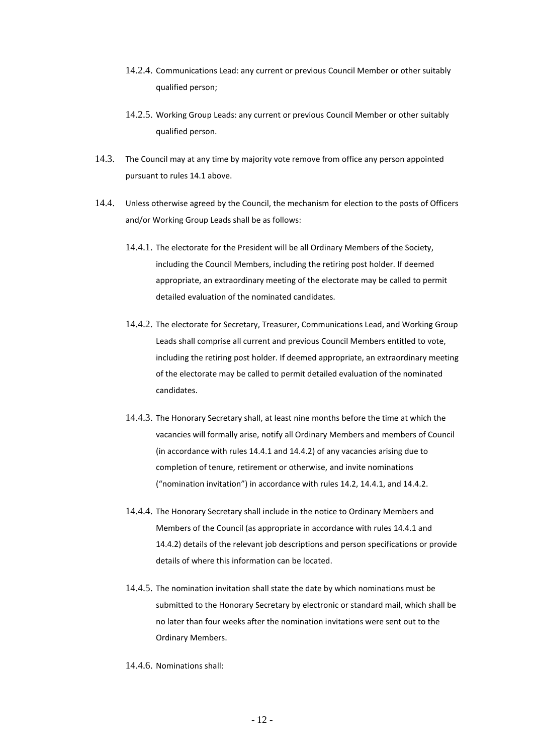14.2.4. Communications Lead: any current or previous Council Member or other suitably qualified person;

14.2.5. Working Group Leads: any current or previous Council Member or other suitably qualified person.

14.3. The Council may at any time by majority vote remove from office any person appointed pursuant to rules 14.1 above.

14.4. Unless otherwise agreed by the Council, the mechanism for election to the posts of Officers and/or Working Group Leads shall be as follows:

14.4.1. The electorate for the President will be all Ordinary Members of the Society, including the Council Members, including the retiring post holder. If deemed appropriate, an extraordinary meeting of the electorate may be called to permit detailed evaluation of the nominated candidates.

14.4.2. The electorate for Secretary, Treasurer, Communications Lead, and Working Group Leads shall comprise all current and previous Council Members entitled to vote, including the retiring post holder. If deemed appropriate, an extraordinary meeting of the electorate may be called to permit detailed evaluation of the nominated candidates.

14.4.3. The Honorary Secretary shall, at least nine months before the time at which the vacancies will formally arise, notify all Ordinary Members and members of Council (in accordance with rules 14.4.1 and 14.4.2) of any vacancies arising due to completion of tenure, retirement or otherwise, and invite nominations ("nomination invitation") in accordance with rules 14.2, 14.4.1, and 14.4.2.

14.4.4. The Honorary Secretary shall include in the notice to Ordinary Members and Members of the Council (as appropriate in accordance with rules 14.4.1 and 14.4.2) details of the relevant job descriptions and person specifications or provide details of where this information can be located.

14.4.5. The nomination invitation shall state the date by which nominations must be submitted to the Honorary Secretary by electronic or standard mail, which shall be no later than four weeks after the nomination invitations were sent out to the Ordinary Members.

14.4.6. Nominations shall: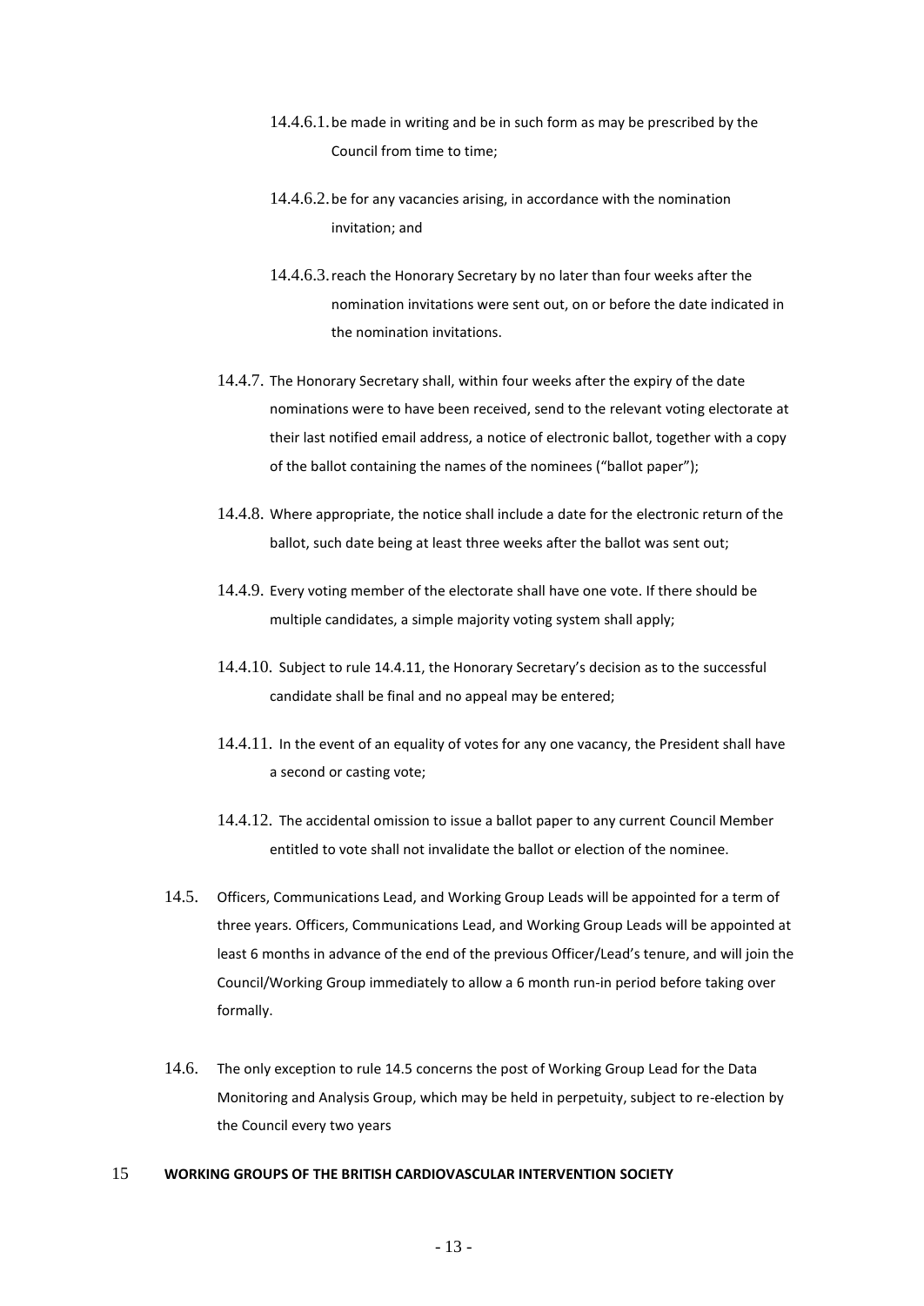14.4.6.1. be made in writing and be in such form as may be prescribed by the Council from time to time;

14.4.6.2. be for any vacancies arising, in accordance with the nomination invitation; and

14.4.6.3. reach the Honorary Secretary by no later than four weeks after the nomination invitations were sent out, on or before the date indicated in the nomination invitations.

14.4.7. The Honorary Secretary shall, within four weeks after the expiry of the date nominations were to have been received, send to the relevant voting electorate at their last notified email address, a notice of electronic ballot, together with a copy of the ballot containing the names of the nominees ("ballot paper");

14.4.8. Where appropriate, the notice shall include a date for the electronic return of the ballot, such date being at least three weeks after the ballot was sent out;

14.4.9. Every voting member of the electorate shall have one vote. If there should be multiple candidates, a simple majority voting system shall apply;

14.4.10. Subject to rule 14.4.11, the Honorary Secretary's decision as to the successful candidate shall be final and no appeal may be entered;

14.4.11. In the event of an equality of votes for any one vacancy, the President shall have a second or casting vote;

14.4.12. The accidental omission to issue a ballot paper to any current Council Member entitled to vote shall not invalidate the ballot or election of the nominee.

14.5. Officers, Communications Lead, and Working Group Leads will be appointed for a term of three years. Officers, Communications Lead, and Working Group Leads will be appointed at least 6 months in advance of the end of the previous Officer/Lead's tenure, and will join the Council/Working Group immediately to allow a 6 month run-in period before taking over formally.

14.6. The only exception to rule 14.5 concerns the post of Working Group Lead for the Data Monitoring and Analysis Group, which may be held in perpetuity, subject to re-election by the Council every two years

## 15 WORKING GROUPS OF THE BRITISH CARDIOVASCULAR INTERVENTION SOCIETY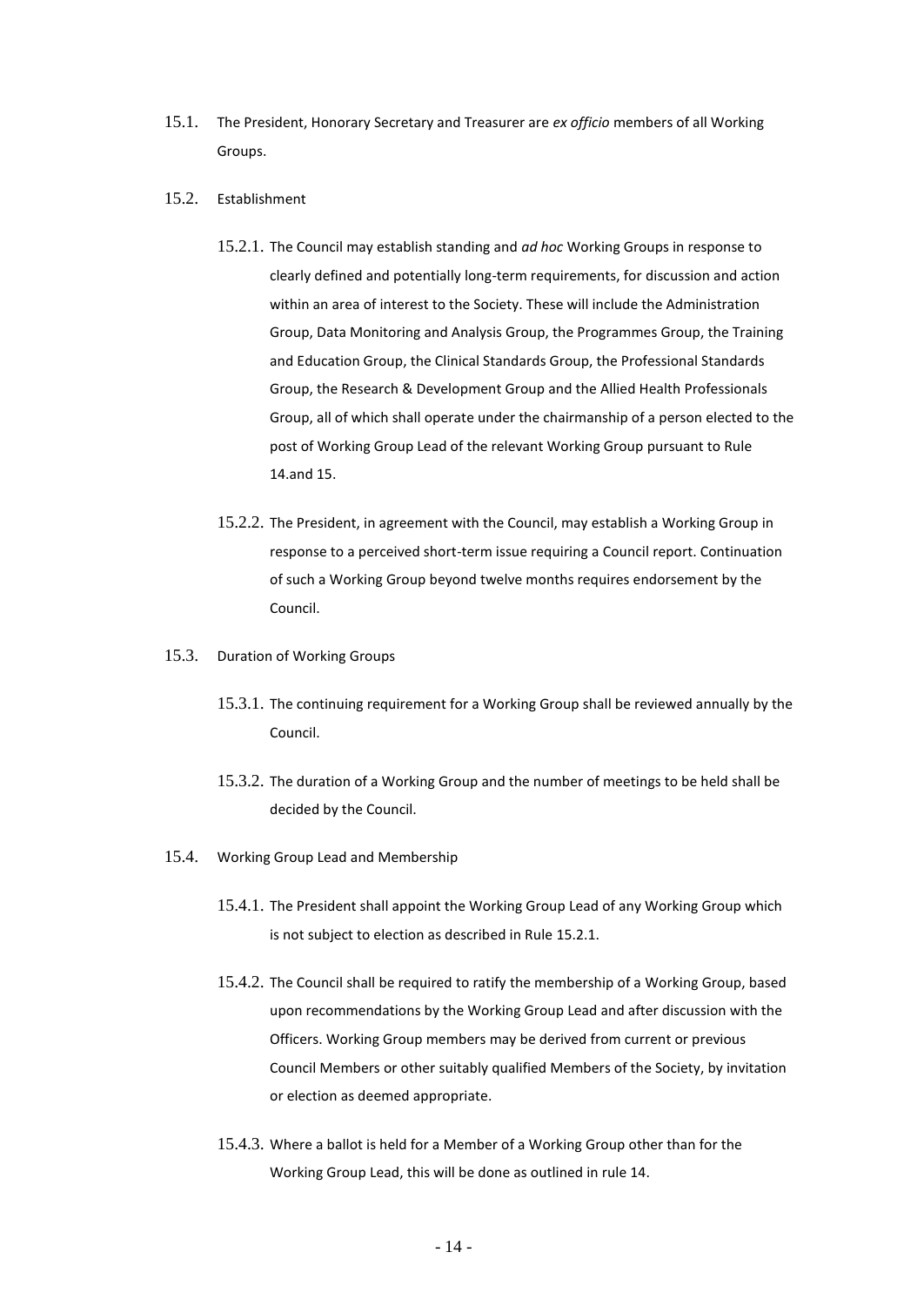15.1. The President, Honorary Secretary and Treasurer are *ex officio* members of all Working Groups.

15.2. Establishment

15.2.1. The Council may establish standing and *ad hoc* Working Groups in response to clearly defined and potentially long-term requirements, for discussion and action within an area of interest to the Society. These will include the Administration Group, Data Monitoring and Analysis Group, the Programmes Group, the Training and Education Group, the Clinical Standards Group, the Professional Standards Group, the Research & Development Group and the Allied Health Professionals Group, all of which shall operate under the chairmanship of a person elected to the post of Working Group Lead of the relevant Working Group pursuant to Rule 14.and 15.

15.2.2. The President, in agreement with the Council, may establish a Working Group in response to a perceived short-term issue requiring a Council report. Continuation of such a Working Group beyond twelve months requires endorsement by the Council.

15.3. Duration of Working Groups

15.3.1. The continuing requirement for a Working Group shall be reviewed annually by the Council.

15.3.2. The duration of a Working Group and the number of meetings to be held shall be decided by the Council.

15.4. Working Group Lead and Membership

15.4.1. The President shall appoint the Working Group Lead of any Working Group which is not subject to election as described in Rule 15.2.1.

15.4.2. The Council shall be required to ratify the membership of a Working Group, based upon recommendations by the Working Group Lead and after discussion with the Officers. Working Group members may be derived from current or previous Council Members or other suitably qualified Members of the Society, by invitation or election as deemed appropriate.

15.4.3. Where a ballot is held for a Member of a Working Group other than for the Working Group Lead, this will be done as outlined in rule 14.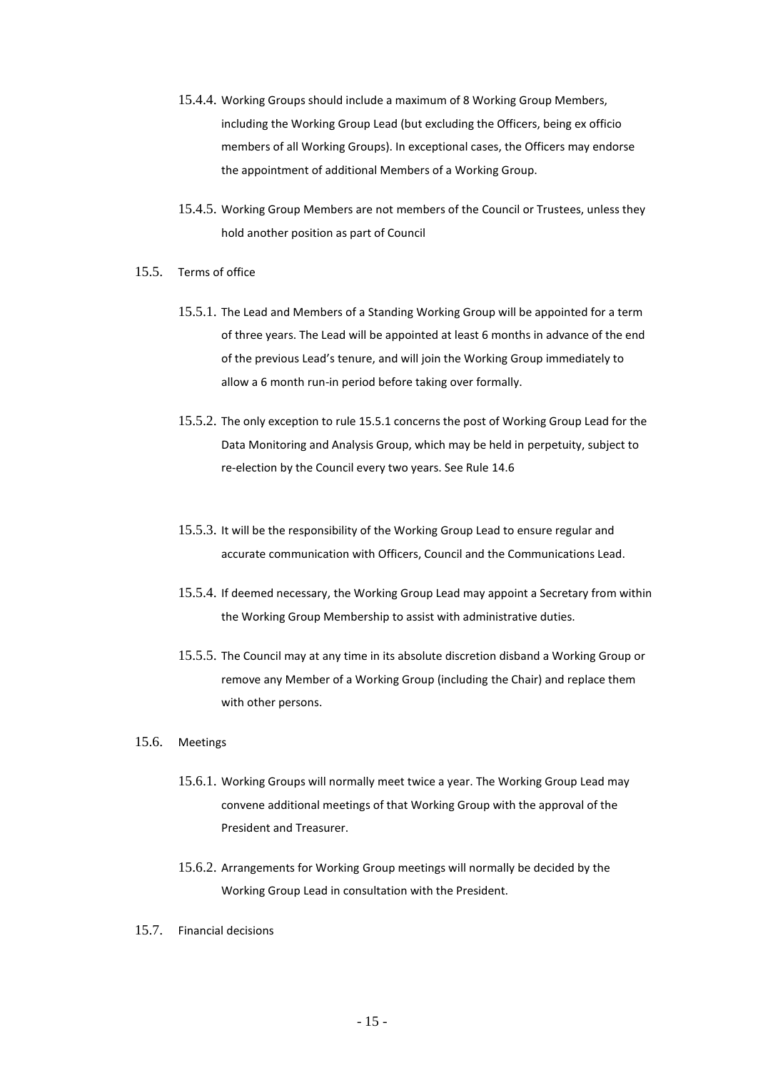15.4.4. Working Groups should include a maximum of 8 Working Group Members, including the Working Group Lead (but excluding the Officers, being ex officio members of all Working Groups). In exceptional cases, the Officers may endorse the appointment of additional Members of a Working Group.

15.4.5. Working Group Members are not members of the Council or Trustees, unless they hold another position as part of Council

15.5. Terms of office

15.5.1. The Lead and Members of a Standing Working Group will be appointed for a term of three years. The Lead will be appointed at least 6 months in advance of the end of the previous Lead's tenure, and will join the Working Group immediately to allow a 6 month run-in period before taking over formally.

15.5.2. The only exception to rule 15.5.1 concerns the post of Working Group Lead for the Data Monitoring and Analysis Group, which may be held in perpetuity, subject to re-election by the Council every two years. See Rule 14.6

15.5.3. It will be the responsibility of the Working Group Lead to ensure regular and accurate communication with Officers, Council and the Communications Lead.

15.5.4. If deemed necessary, the Working Group Lead may appoint a Secretary from within the Working Group Membership to assist with administrative duties.

15.5.5. The Council may at any time in its absolute discretion disband a Working Group or remove any Member of a Working Group (including the Chair) and replace them with other persons.

15.6. Meetings

15.6.1. Working Groups will normally meet twice a year. The Working Group Lead may convene additional meetings of that Working Group with the approval of the President and Treasurer.

15.6.2. Arrangements for Working Group meetings will normally be decided by the Working Group Lead in consultation with the President.

15.7. Financial decisions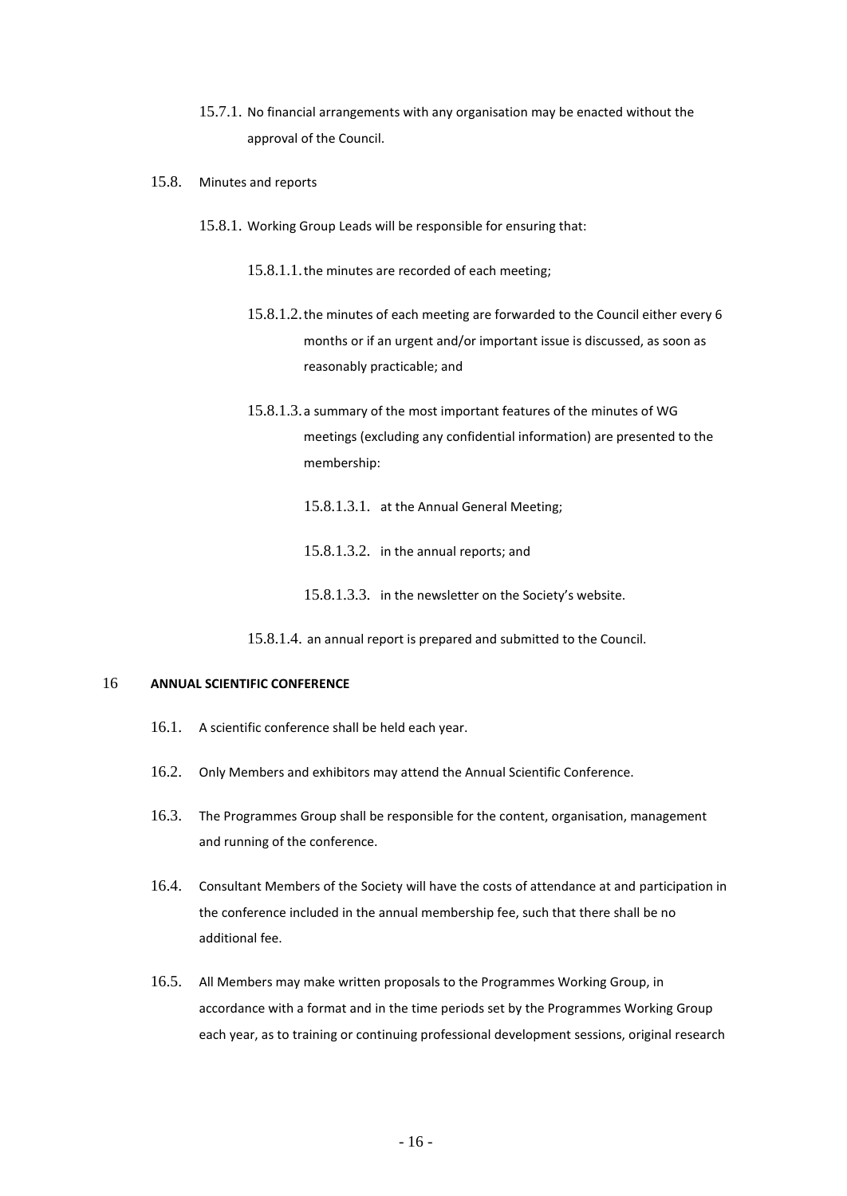15.7.1. No financial arrangements with any organisation may be enacted without the approval of the Council.

15.8. Minutes and reports

15.8.1. Working Group Leads will be responsible for ensuring that:

15.8.1.1. the minutes are recorded of each meeting;

15.8.1.2. the minutes of each meeting are forwarded to the Council either every 6 months or if an urgent and/or important issue is discussed, as soon as reasonably practicable; and

15.8.1.3. a summary of the most important features of the minutes of WG meetings (excluding any confidential information) are presented to the membership:

15.8.1.3.1. at the Annual General Meeting;

15.8.1.3.2. in the annual reports; and

15.8.1.3.3. in the newsletter on the Society's website.

15.8.1.4. an annual report is prepared and submitted to the Council.

## 16 ANNUAL SCIENTIFIC CONFERENCE

16.1. A scientific conference shall be held each year.

16.2. Only Members and exhibitors may attend the Annual Scientific Conference.

16.3. The Programmes Group shall be responsible for the content, organisation, management and running of the conference.

16.4. Consultant Members of the Society will have the costs of attendance at and participation in the conference included in the annual membership fee, such that there shall be no additional fee.

16.5. All Members may make written proposals to the Programmes Working Group, in accordance with a format and in the time periods set by the Programmes Working Group each year, as to training or continuing professional development sessions, original research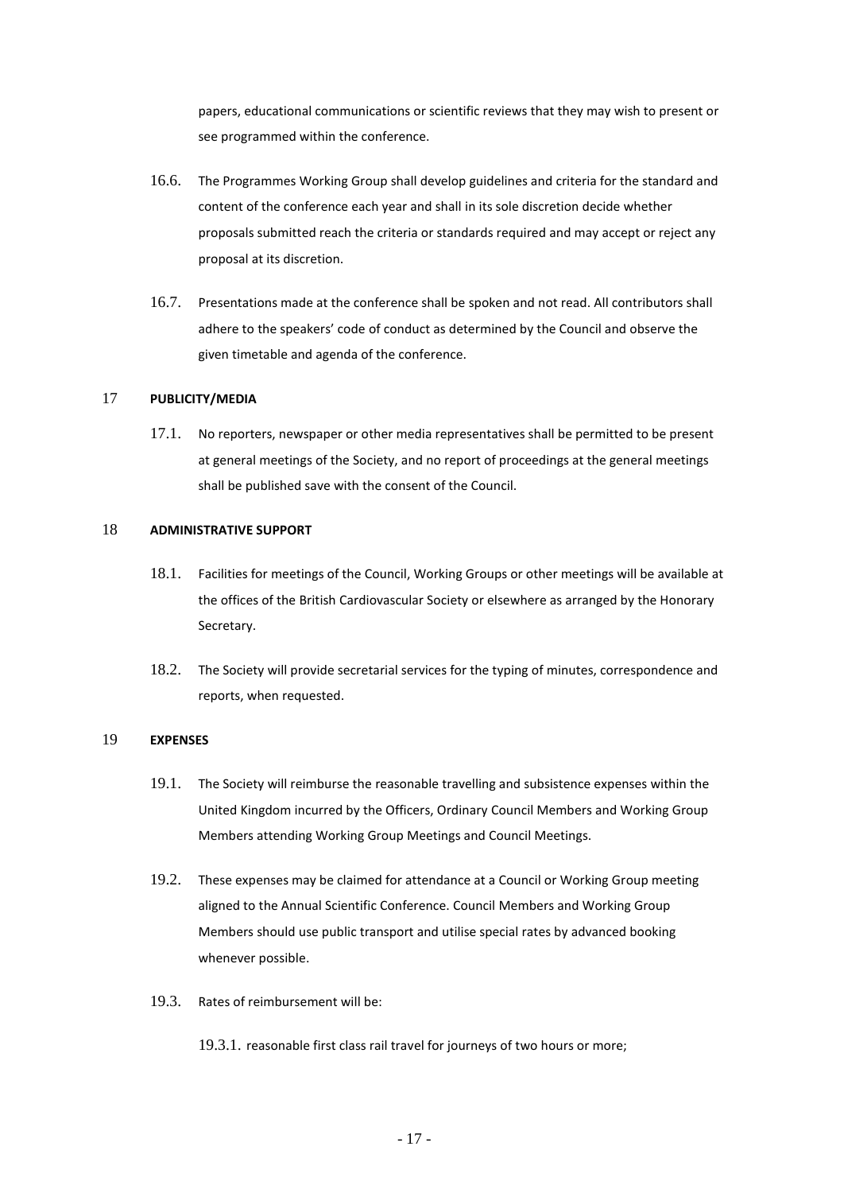papers, educational communications or scientific reviews that they may wish to present or see programmed within the conference.

16.6. The Programmes Working Group shall develop guidelines and criteria for the standard and content of the conference each year and shall in its sole discretion decide whether proposals submitted reach the criteria or standards required and may accept or reject any proposal at its discretion.

16.7. Presentations made at the conference shall be spoken and not read. All contributors shall adhere to the speakers' code of conduct as determined by the Council and observe the given timetable and agenda of the conference.

## 17 PUBLICITY/MEDIA

17.1. No reporters, newspaper or other media representatives shall be permitted to be present at general meetings of the Society, and no report of proceedings at the general meetings shall be published save with the consent of the Council.

## 18 ADMINISTRATIVE SUPPORT

18.1. Facilities for meetings of the Council, Working Groups or other meetings will be available at the offices of the British Cardiovascular Society or elsewhere as arranged by the Honorary Secretary.

18.2. The Society will provide secretarial services for the typing of minutes, correspondence and reports, when requested.

## 19 EXPENSES

19.1. The Society will reimburse the reasonable travelling and subsistence expenses within the United Kingdom incurred by the Officers, Ordinary Council Members and Working Group Members attending Working Group Meetings and Council Meetings.

19.2. These expenses may be claimed for attendance at a Council or Working Group meeting aligned to the Annual Scientific Conference. Council Members and Working Group Members should use public transport and utilise special rates by advanced booking whenever possible.

19.3. Rates of reimbursement will be:

19.3.1. reasonable first class rail travel for journeys of two hours or more;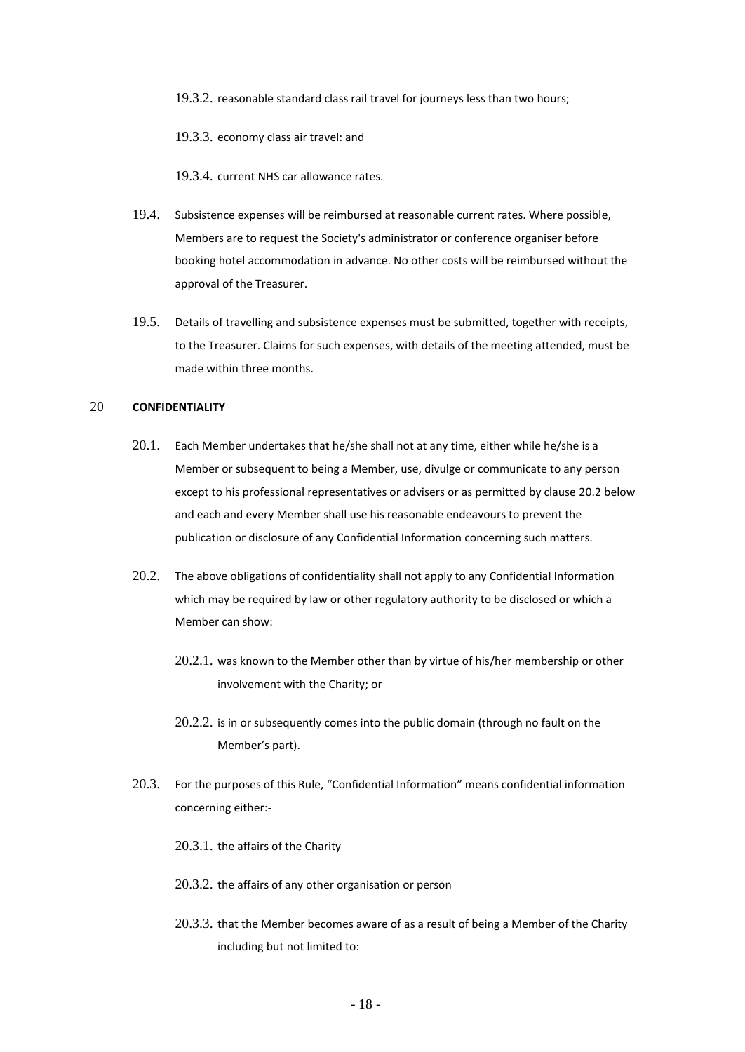19.3.2. reasonable standard class rail travel for journeys less than two hours;

19.3.3. economy class air travel: and

19.3.4. current NHS car allowance rates.

19.4. Subsistence expenses will be reimbursed at reasonable current rates. Where possible, Members are to request the Society's administrator or conference organiser before booking hotel accommodation in advance. No other costs will be reimbursed without the approval of the Treasurer.

19.5. Details of travelling and subsistence expenses must be submitted, together with receipts, to the Treasurer. Claims for such expenses, with details of the meeting attended, must be made within three months.

## 20 CONFIDENTIALITY

20.1. Each Member undertakes that he/she shall not at any time, either while he/she is a Member or subsequent to being a Member, use, divulge or communicate to any person except to his professional representatives or advisers or as permitted by clause 20.2 below and each and every Member shall use his reasonable endeavours to prevent the publication or disclosure of any Confidential Information concerning such matters.

20.2. The above obligations of confidentiality shall not apply to any Confidential Information which may be required by law or other regulatory authority to be disclosed or which a Member can show:

20.2.1. was known to the Member other than by virtue of his/her membership or other involvement with the Charity; or

20.2.2. is in or subsequently comes into the public domain (through no fault on the Member's part).

20.3. For the purposes of this Rule, "Confidential Information" means confidential information concerning either:-

20.3.1. the affairs of the Charity

20.3.2. the affairs of any other organisation or person

20.3.3. that the Member becomes aware of as a result of being a Member of the Charity including but not limited to: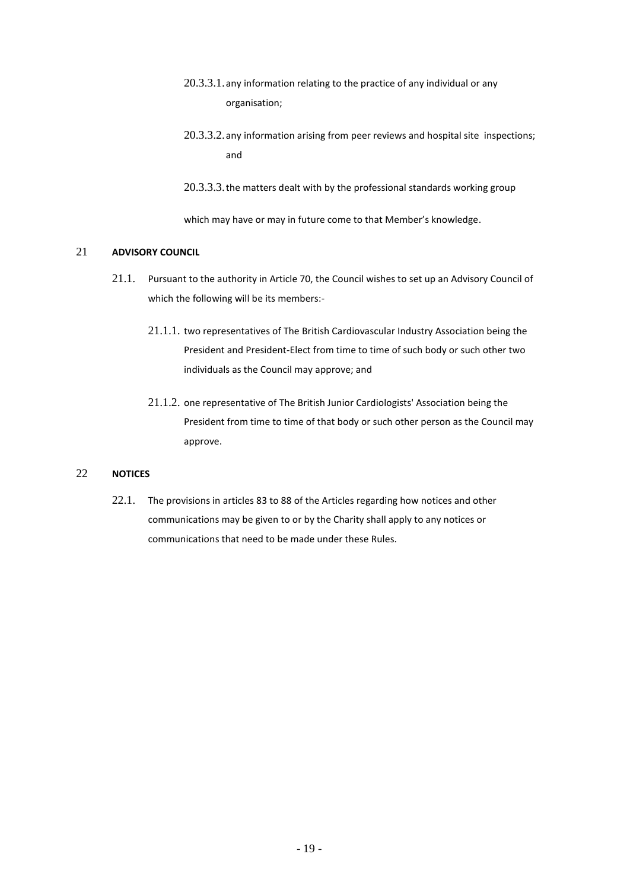20.3.3.1. any information relating to the practice of any individual or any organisation;

20.3.3.2. any information arising from peer reviews and hospital site inspections; and

20.3.3.3. the matters dealt with by the professional standards working group

which may have or may in future come to that Member's knowledge.

## 21 ADVISORY COUNCIL

21.1. Pursuant to the authority in Article 70, the Council wishes to set up an Advisory Council of which the following will be its members:-

21.1.1. two representatives of The British Cardiovascular Industry Association being the President and President-Elect from time to time of such body or such other two individuals as the Council may approve; and

21.1.2. one representative of The British Junior Cardiologists' Association being the President from time to time of that body or such other person as the Council may approve.

## 22 NOTICES

22.1. The provisions in articles 83 to 88 of the Articles regarding how notices and other communications may be given to or by the Charity shall apply to any notices or communications that need to be made under these Rules.